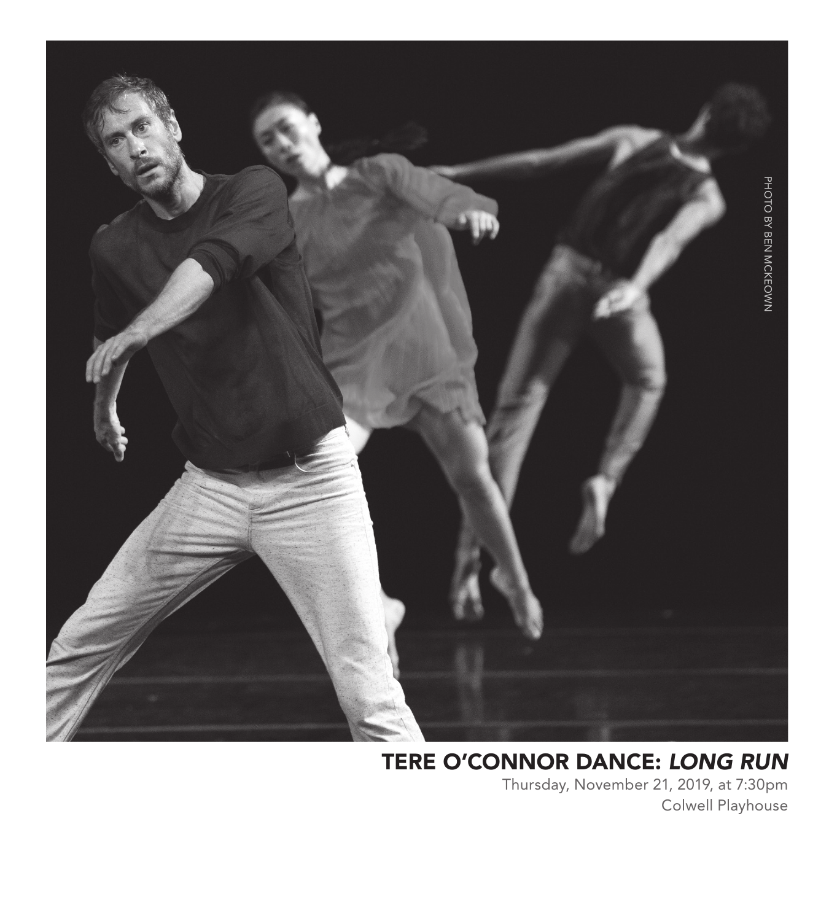PHOTO BY BEN MCKEOWN

## TERE O'CONNOR DANCE: *LONG RUN*

Thursday, November 21, 2019, at 7:30pm
Colwell Playhouse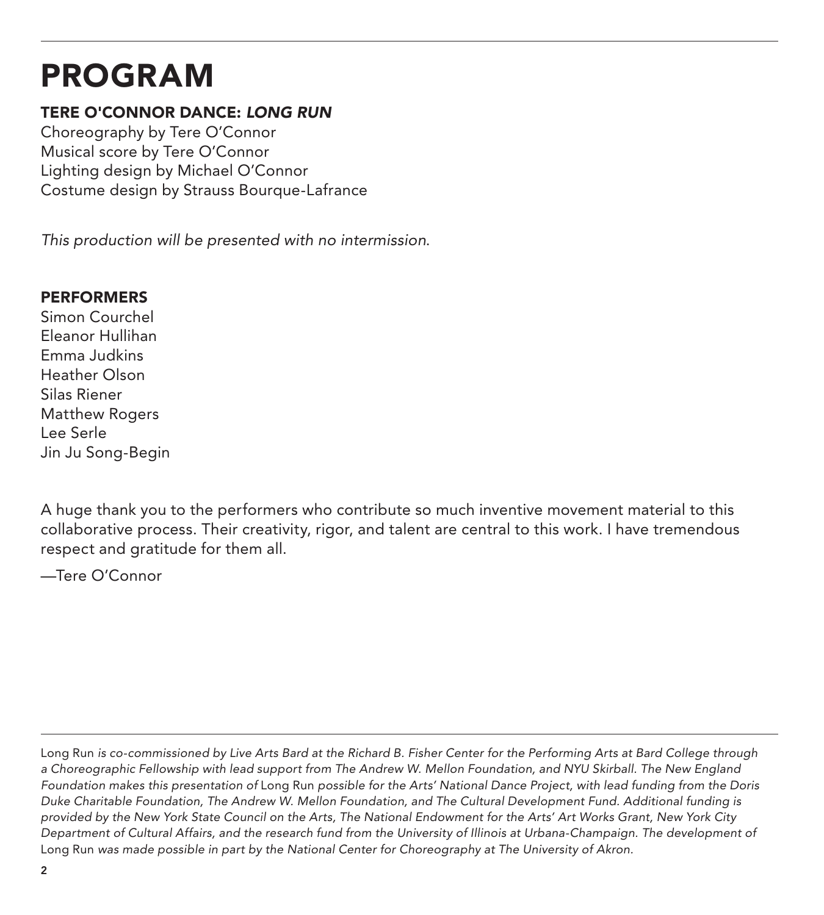# PROGRAM

**TERE O'CONNOR DANCE: *LONG RUN***

Choreography by Tere O'Connor
Musical score by Tere O'Connor
Lighting design by Michael O'Connor
Costume design by Strauss Bourque-Lafrance

*This production will be presented with no intermission.*

**PERFORMERS**

Simon Courchel
Eleanor Hullihan
Emma Judkins
Heather Olson
Silas Riener
Matthew Rogers
Lee Serle
Jin Ju Song-Begin

A huge thank you to the performers who contribute so much inventive movement material to this collaborative process. Their creativity, rigor, and talent are central to this work. I have tremendous respect and gratitude for them all.

—Tere O'Connor

---

Long Run *is co-commissioned by Live Arts Bard at the Richard B. Fisher Center for the Performing Arts at Bard College through a Choreographic Fellowship with lead support from The Andrew W. Mellon Foundation, and NYU Skirball. The New England Foundation makes this presentation of* Long Run *possible for the Arts' National Dance Project, with lead funding from the Doris Duke Charitable Foundation, The Andrew W. Mellon Foundation, and The Cultural Development Fund. Additional funding is provided by the New York State Council on the Arts, The National Endowment for the Arts' Art Works Grant, New York City Department of Cultural Affairs, and the research fund from the University of Illinois at Urbana-Champaign. The development of* Long Run *was made possible in part by the National Center for Choreography at The University of Akron.*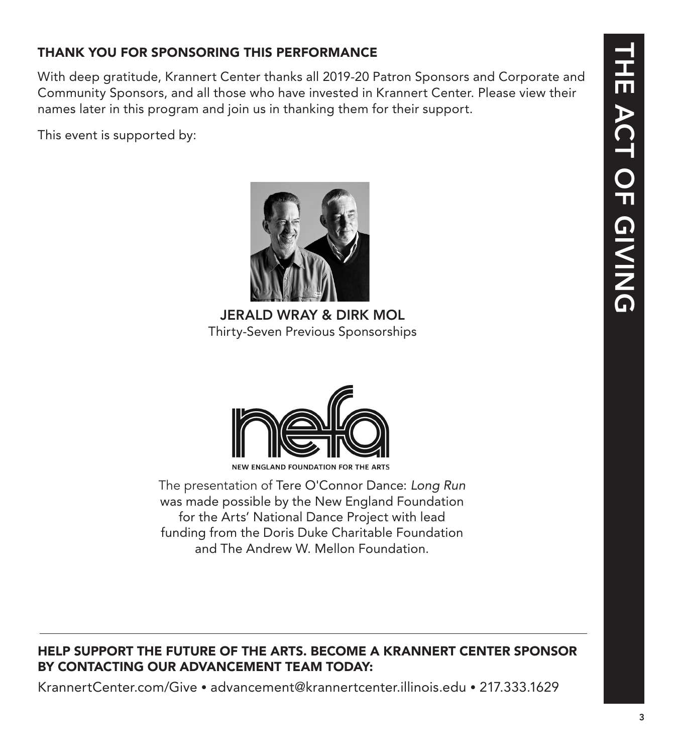## THANK YOU FOR SPONSORING THIS PERFORMANCE

With deep gratitude, Krannert Center thanks all 2019-20 Patron Sponsors and Corporate and Community Sponsors, and all those who have invested in Krannert Center. Please view their names later in this program and join us in thanking them for their support.

This event is supported by:

**JERALD WRAY & DIRK MOL**
Thirty-Seven Previous Sponsorships

NEW ENGLAND FOUNDATION FOR THE ARTS

The presentation of Tere O'Connor Dance: *Long Run* was made possible by the New England Foundation for the Arts' National Dance Project with lead funding from the Doris Duke Charitable Foundation and The Andrew W. Mellon Foundation.

---

**HELP SUPPORT THE FUTURE OF THE ARTS. BECOME A KRANNERT CENTER SPONSOR BY CONTACTING OUR ADVANCEMENT TEAM TODAY:**

KrannertCenter.com/Give • advancement@krannertcenter.illinois.edu • 217.333.1629

THE ACT OF GIVING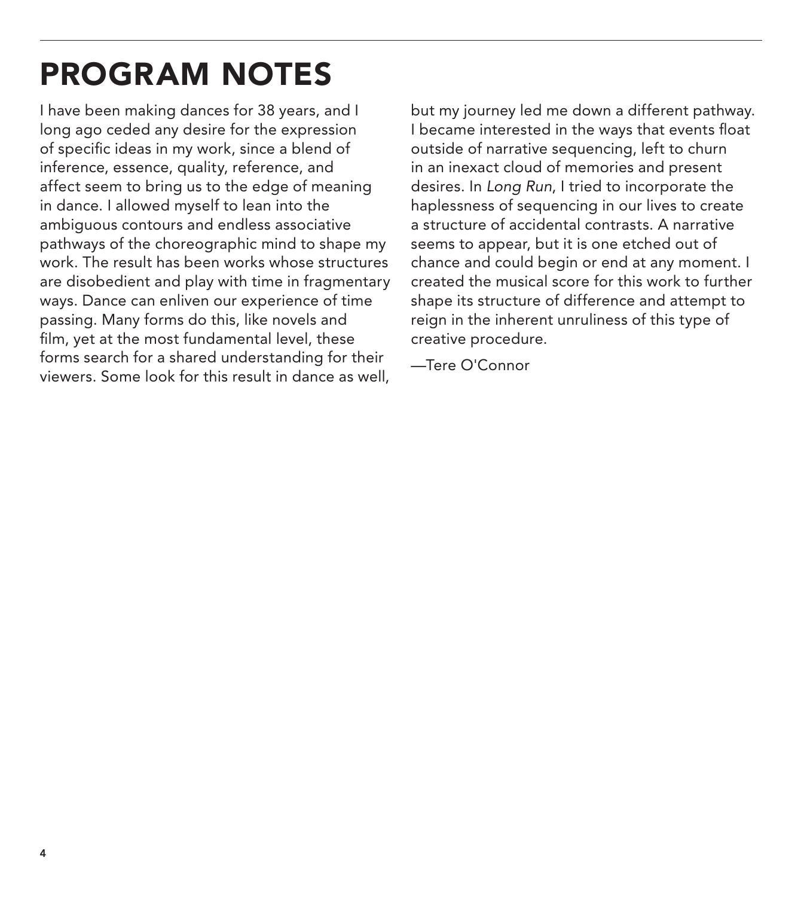# PROGRAM NOTES

I have been making dances for 38 years, and I long ago ceded any desire for the expression of specific ideas in my work, since a blend of inference, essence, quality, reference, and affect seem to bring us to the edge of meaning in dance. I allowed myself to lean into the ambiguous contours and endless associative pathways of the choreographic mind to shape my work. The result has been works whose structures are disobedient and play with time in fragmentary ways. Dance can enliven our experience of time passing. Many forms do this, like novels and film, yet at the most fundamental level, these forms search for a shared understanding for their viewers. Some look for this result in dance as well, but my journey led me down a different pathway. I became interested in the ways that events float outside of narrative sequencing, left to churn in an inexact cloud of memories and present desires. In *Long Run*, I tried to incorporate the haplessness of sequencing in our lives to create a structure of accidental contrasts. A narrative seems to appear, but it is one etched out of chance and could begin or end at any moment. I created the musical score for this work to further shape its structure of difference and attempt to reign in the inherent unruliness of this type of creative procedure.

—Tere O'Connor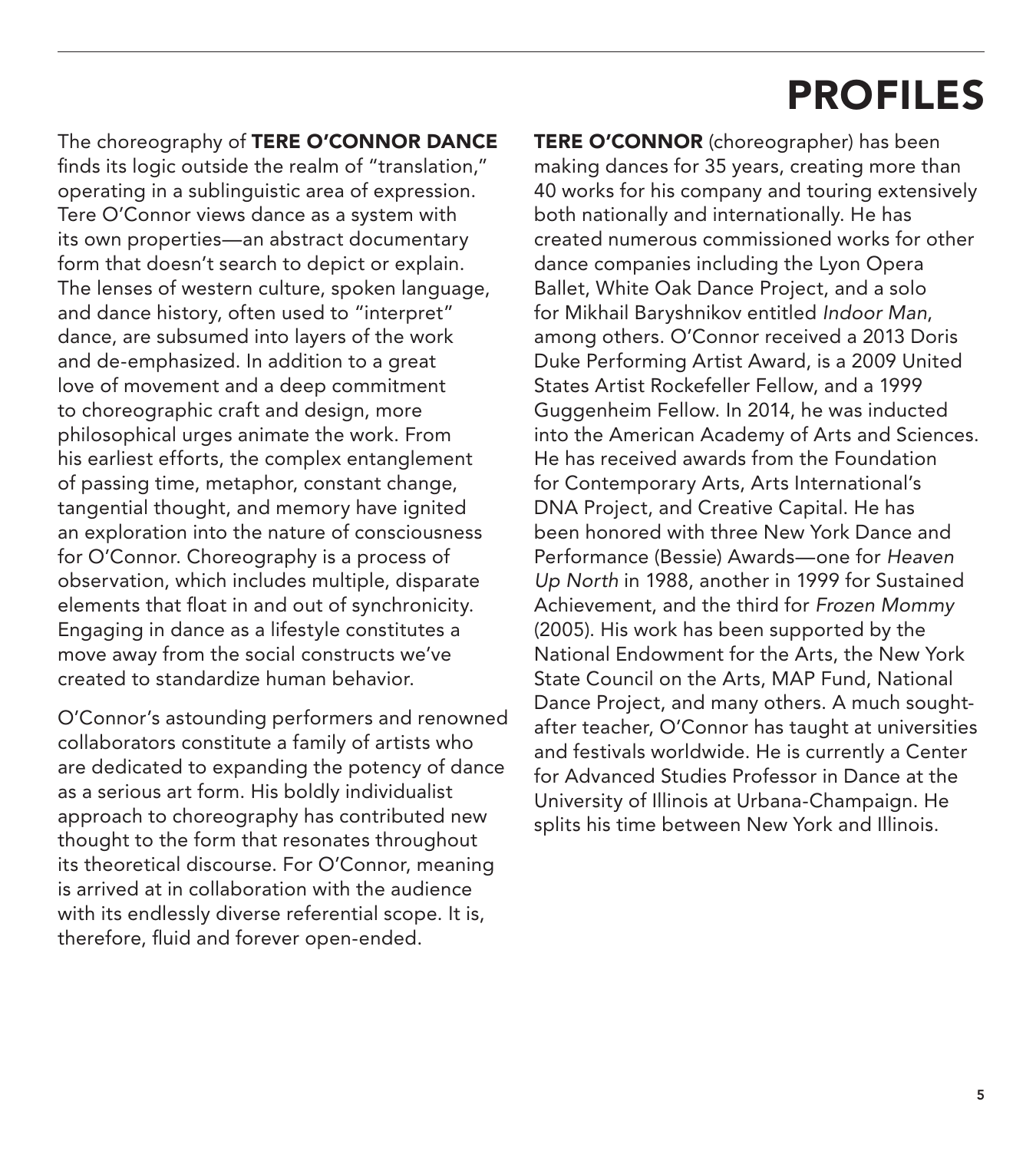# PROFILES

The choreography of **TERE O'CONNOR DANCE** finds its logic outside the realm of "translation," operating in a sublinguistic area of expression. Tere O'Connor views dance as a system with its own properties—an abstract documentary form that doesn't search to depict or explain. The lenses of western culture, spoken language, and dance history, often used to "interpret" dance, are subsumed into layers of the work and de-emphasized. In addition to a great love of movement and a deep commitment to choreographic craft and design, more philosophical urges animate the work. From his earliest efforts, the complex entanglement of passing time, metaphor, constant change, tangential thought, and memory have ignited an exploration into the nature of consciousness for O'Connor. Choreography is a process of observation, which includes multiple, disparate elements that float in and out of synchronicity. Engaging in dance as a lifestyle constitutes a move away from the social constructs we've created to standardize human behavior.

O'Connor's astounding performers and renowned collaborators constitute a family of artists who are dedicated to expanding the potency of dance as a serious art form. His boldly individualist approach to choreography has contributed new thought to the form that resonates throughout its theoretical discourse. For O'Connor, meaning is arrived at in collaboration with the audience with its endlessly diverse referential scope. It is, therefore, fluid and forever open-ended.

**TERE O'CONNOR** (choreographer) has been making dances for 35 years, creating more than 40 works for his company and touring extensively both nationally and internationally. He has created numerous commissioned works for other dance companies including the Lyon Opera Ballet, White Oak Dance Project, and a solo for Mikhail Baryshnikov entitled *Indoor Man*, among others. O'Connor received a 2013 Doris Duke Performing Artist Award, is a 2009 United States Artist Rockefeller Fellow, and a 1999 Guggenheim Fellow. In 2014, he was inducted into the American Academy of Arts and Sciences. He has received awards from the Foundation for Contemporary Arts, Arts International's DNA Project, and Creative Capital. He has been honored with three New York Dance and Performance (Bessie) Awards—one for *Heaven Up North* in 1988, another in 1999 for Sustained Achievement, and the third for *Frozen Mommy* (2005). His work has been supported by the National Endowment for the Arts, the New York State Council on the Arts, MAP Fund, National Dance Project, and many others. A much sought-after teacher, O'Connor has taught at universities and festivals worldwide. He is currently a Center for Advanced Studies Professor in Dance at the University of Illinois at Urbana-Champaign. He splits his time between New York and Illinois.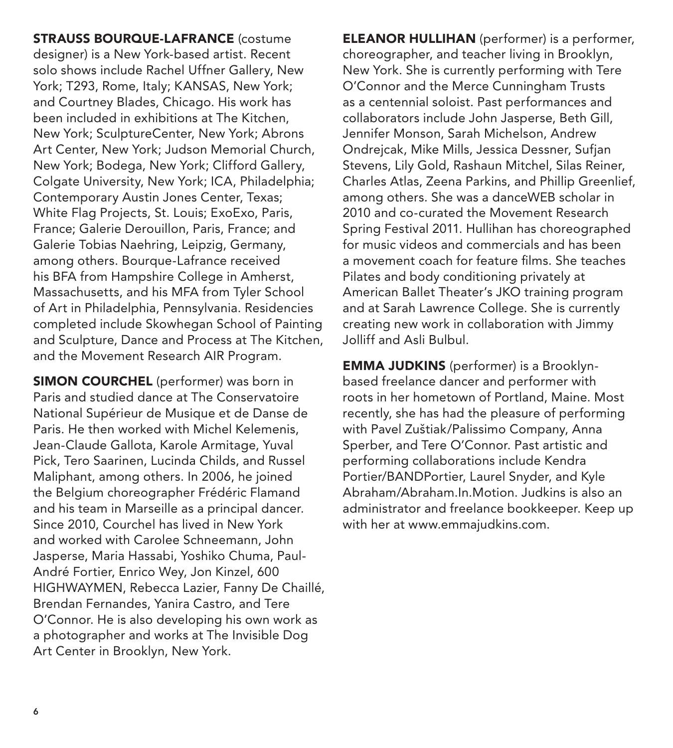**STRAUSS BOURQUE-LAFRANCE** (costume designer) is a New York-based artist. Recent solo shows include Rachel Uffner Gallery, New York; T293, Rome, Italy; KANSAS, New York; and Courtney Blades, Chicago. His work has been included in exhibitions at The Kitchen, New York; SculptureCenter, New York; Abrons Art Center, New York; Judson Memorial Church, New York; Bodega, New York; Clifford Gallery, Colgate University, New York; ICA, Philadelphia; Contemporary Austin Jones Center, Texas; White Flag Projects, St. Louis; ExoExo, Paris, France; Galerie Derouillon, Paris, France; and Galerie Tobias Naehring, Leipzig, Germany, among others. Bourque-Lafrance received his BFA from Hampshire College in Amherst, Massachusetts, and his MFA from Tyler School of Art in Philadelphia, Pennsylvania. Residencies completed include Skowhegan School of Painting and Sculpture, Dance and Process at The Kitchen, and the Movement Research AIR Program.

**SIMON COURCHEL** (performer) was born in Paris and studied dance at The Conservatoire National Supérieur de Musique et de Danse de Paris. He then worked with Michel Kelemenis, Jean-Claude Gallota, Karole Armitage, Yuval Pick, Tero Saarinen, Lucinda Childs, and Russel Maliphant, among others. In 2006, he joined the Belgium choreographer Frédéric Flamand and his team in Marseille as a principal dancer. Since 2010, Courchel has lived in New York and worked with Carolee Schneemann, John Jasperse, Maria Hassabi, Yoshiko Chuma, Paul-André Fortier, Enrico Wey, Jon Kinzel, 600 HIGHWAYMEN, Rebecca Lazier, Fanny De Chaillé, Brendan Fernandes, Yanira Castro, and Tere O'Connor. He is also developing his own work as a photographer and works at The Invisible Dog Art Center in Brooklyn, New York.

**ELEANOR HULLIHAN** (performer) is a performer, choreographer, and teacher living in Brooklyn, New York. She is currently performing with Tere O'Connor and the Merce Cunningham Trusts as a centennial soloist. Past performances and collaborators include John Jasperse, Beth Gill, Jennifer Monson, Sarah Michelson, Andrew Ondrejcak, Mike Mills, Jessica Dessner, Sufjan Stevens, Lily Gold, Rashaun Mitchel, Silas Reiner, Charles Atlas, Zeena Parkins, and Phillip Greenlief, among others. She was a danceWEB scholar in 2010 and co-curated the Movement Research Spring Festival 2011. Hullihan has choreographed for music videos and commercials and has been a movement coach for feature films. She teaches Pilates and body conditioning privately at American Ballet Theater's JKO training program and at Sarah Lawrence College. She is currently creating new work in collaboration with Jimmy Jolliff and Asli Bulbul.

**EMMA JUDKINS** (performer) is a Brooklyn-based freelance dancer and performer with roots in her hometown of Portland, Maine. Most recently, she has had the pleasure of performing with Pavel Zuštiak/Palissimo Company, Anna Sperber, and Tere O'Connor. Past artistic and performing collaborations include Kendra Portier/BANDPortier, Laurel Snyder, and Kyle Abraham/Abraham.In.Motion. Judkins is also an administrator and freelance bookkeeper. Keep up with her at www.emmajudkins.com.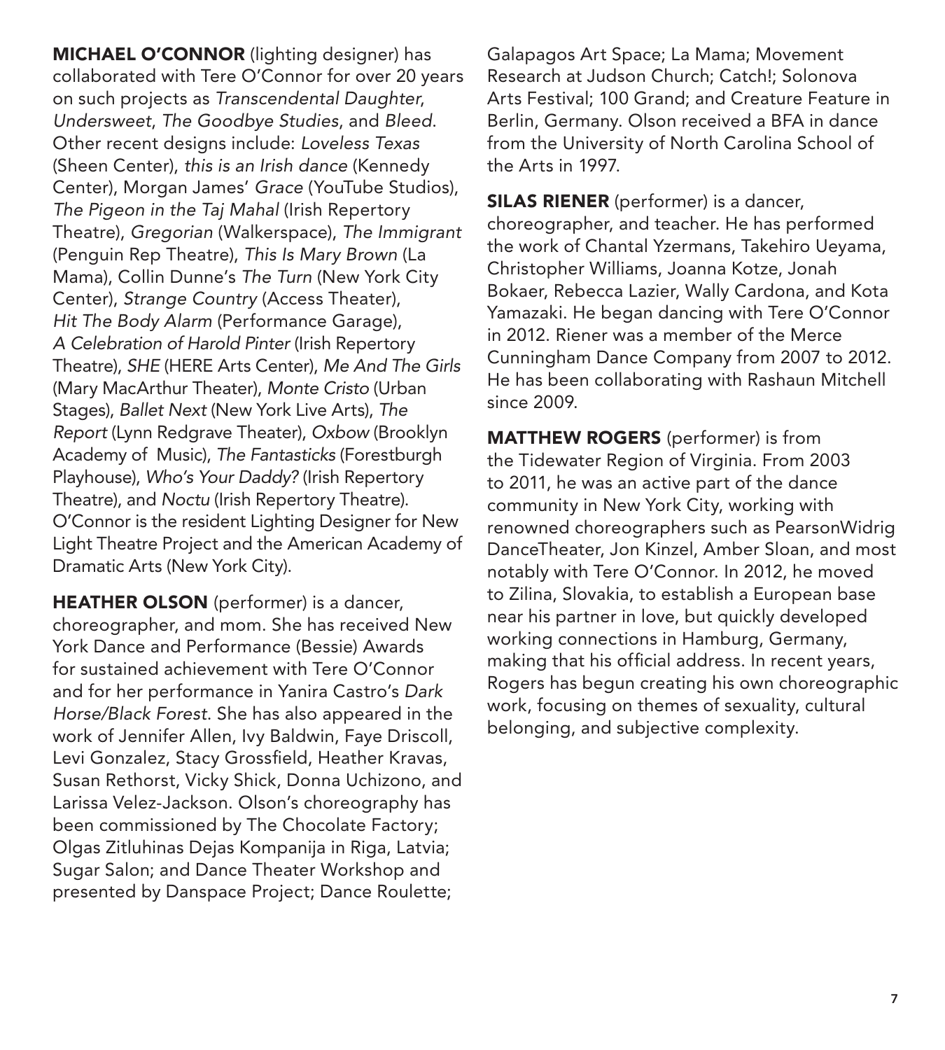**MICHAEL O'CONNOR** (lighting designer) has collaborated with Tere O'Connor for over 20 years on such projects as *Transcendental Daughter*, *Undersweet*, *The Goodbye Studies*, and *Bleed*. Other recent designs include: *Loveless Texas* (Sheen Center), *this is an Irish dance* (Kennedy Center), Morgan James' *Grace* (YouTube Studios), *The Pigeon in the Taj Mahal* (Irish Repertory Theatre), *Gregorian* (Walkerspace), *The Immigrant* (Penguin Rep Theatre), *This Is Mary Brown* (La Mama), Collin Dunne's *The Turn* (New York City Center), *Strange Country* (Access Theater), *Hit The Body Alarm* (Performance Garage), *A Celebration of Harold Pinter* (Irish Repertory Theatre), *SHE* (HERE Arts Center), *Me And The Girls* (Mary MacArthur Theater), *Monte Cristo* (Urban Stages), *Ballet Next* (New York Live Arts), *The Report* (Lynn Redgrave Theater), *Oxbow* (Brooklyn Academy of Music), *The Fantasticks* (Forestburgh Playhouse), *Who's Your Daddy?* (Irish Repertory Theatre), and *Noctu* (Irish Repertory Theatre). O'Connor is the resident Lighting Designer for New Light Theatre Project and the American Academy of Dramatic Arts (New York City).

**HEATHER OLSON** (performer) is a dancer, choreographer, and mom. She has received New York Dance and Performance (Bessie) Awards for sustained achievement with Tere O'Connor and for her performance in Yanira Castro's *Dark Horse/Black Forest*. She has also appeared in the work of Jennifer Allen, Ivy Baldwin, Faye Driscoll, Levi Gonzalez, Stacy Grossfield, Heather Kravas, Susan Rethorst, Vicky Shick, Donna Uchizono, and Larissa Velez-Jackson. Olson's choreography has been commissioned by The Chocolate Factory; Olgas Zitluhinas Dejas Kompanija in Riga, Latvia; Sugar Salon; and Dance Theater Workshop and presented by Danspace Project; Dance Roulette; Galapagos Art Space; La Mama; Movement Research at Judson Church; Catch!; Solonova Arts Festival; 100 Grand; and Creature Feature in Berlin, Germany. Olson received a BFA in dance from the University of North Carolina School of the Arts in 1997.

**SILAS RIENER** (performer) is a dancer, choreographer, and teacher. He has performed the work of Chantal Yzermans, Takehiro Ueyama, Christopher Williams, Joanna Kotze, Jonah Bokaer, Rebecca Lazier, Wally Cardona, and Kota Yamazaki. He began dancing with Tere O'Connor in 2012. Riener was a member of the Merce Cunningham Dance Company from 2007 to 2012. He has been collaborating with Rashaun Mitchell since 2009.

**MATTHEW ROGERS** (performer) is from the Tidewater Region of Virginia. From 2003 to 2011, he was an active part of the dance community in New York City, working with renowned choreographers such as PearsonWidrig DanceTheater, Jon Kinzel, Amber Sloan, and most notably with Tere O'Connor. In 2012, he moved to Zilina, Slovakia, to establish a European base near his partner in love, but quickly developed working connections in Hamburg, Germany, making that his official address. In recent years, Rogers has begun creating his own choreographic work, focusing on themes of sexuality, cultural belonging, and subjective complexity.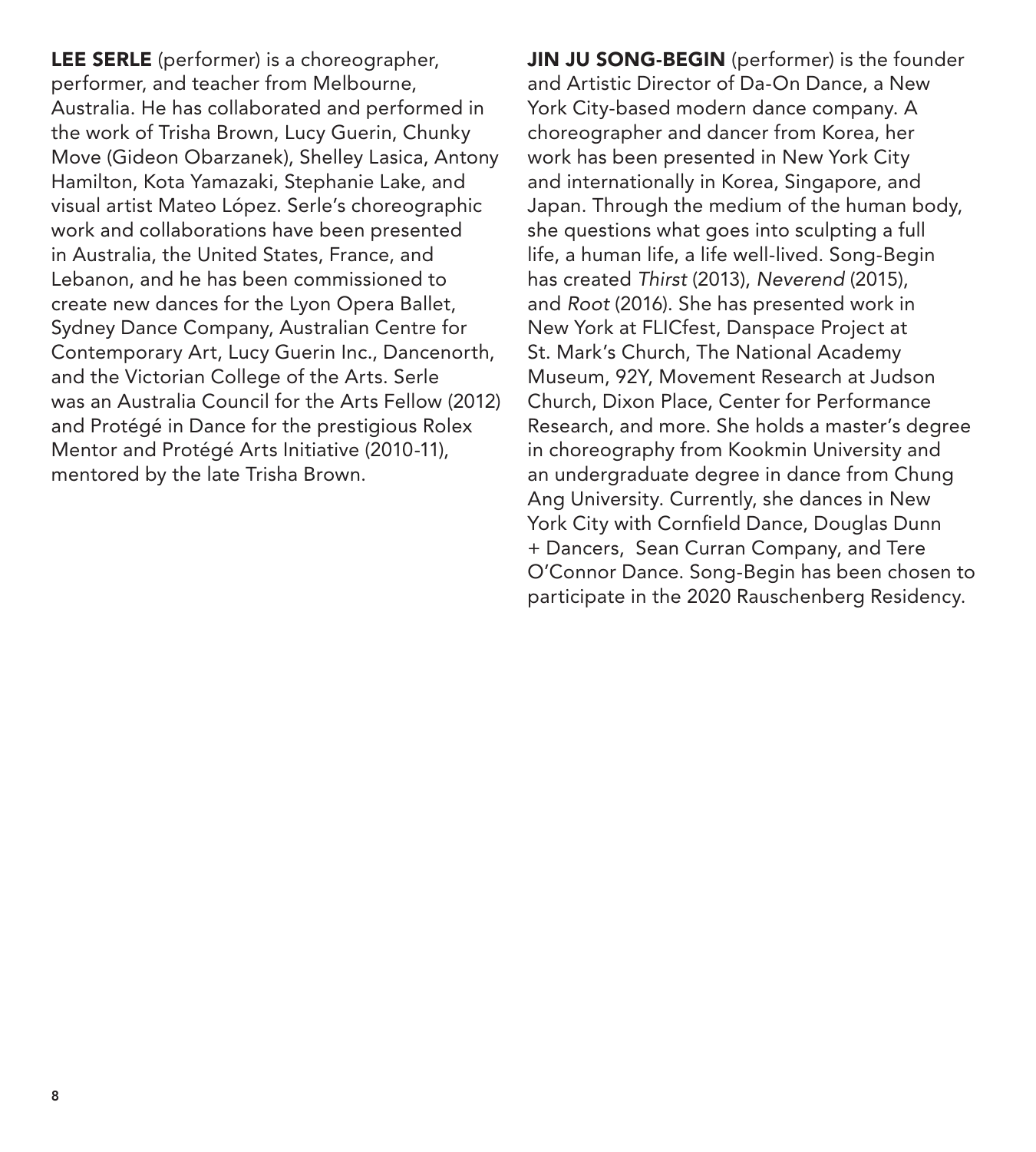**LEE SERLE** (performer) is a choreographer, performer, and teacher from Melbourne, Australia. He has collaborated and performed in the work of Trisha Brown, Lucy Guerin, Chunky Move (Gideon Obarzanek), Shelley Lasica, Antony Hamilton, Kota Yamazaki, Stephanie Lake, and visual artist Mateo López. Serle's choreographic work and collaborations have been presented in Australia, the United States, France, and Lebanon, and he has been commissioned to create new dances for the Lyon Opera Ballet, Sydney Dance Company, Australian Centre for Contemporary Art, Lucy Guerin Inc., Dancenorth, and the Victorian College of the Arts. Serle was an Australia Council for the Arts Fellow (2012) and Protégé in Dance for the prestigious Rolex Mentor and Protégé Arts Initiative (2010-11), mentored by the late Trisha Brown.

**JIN JU SONG-BEGIN** (performer) is the founder and Artistic Director of Da-On Dance, a New York City-based modern dance company. A choreographer and dancer from Korea, her work has been presented in New York City and internationally in Korea, Singapore, and Japan. Through the medium of the human body, she questions what goes into sculpting a full life, a human life, a life well-lived. Song-Begin has created *Thirst* (2013), *Neverend* (2015), and *Root* (2016). She has presented work in New York at FLICfest, Danspace Project at St. Mark's Church, The National Academy Museum, 92Y, Movement Research at Judson Church, Dixon Place, Center for Performance Research, and more. She holds a master's degree in choreography from Kookmin University and an undergraduate degree in dance from Chung Ang University. Currently, she dances in New York City with Cornfield Dance, Douglas Dunn + Dancers, Sean Curran Company, and Tere O'Connor Dance. Song-Begin has been chosen to participate in the 2020 Rauschenberg Residency.